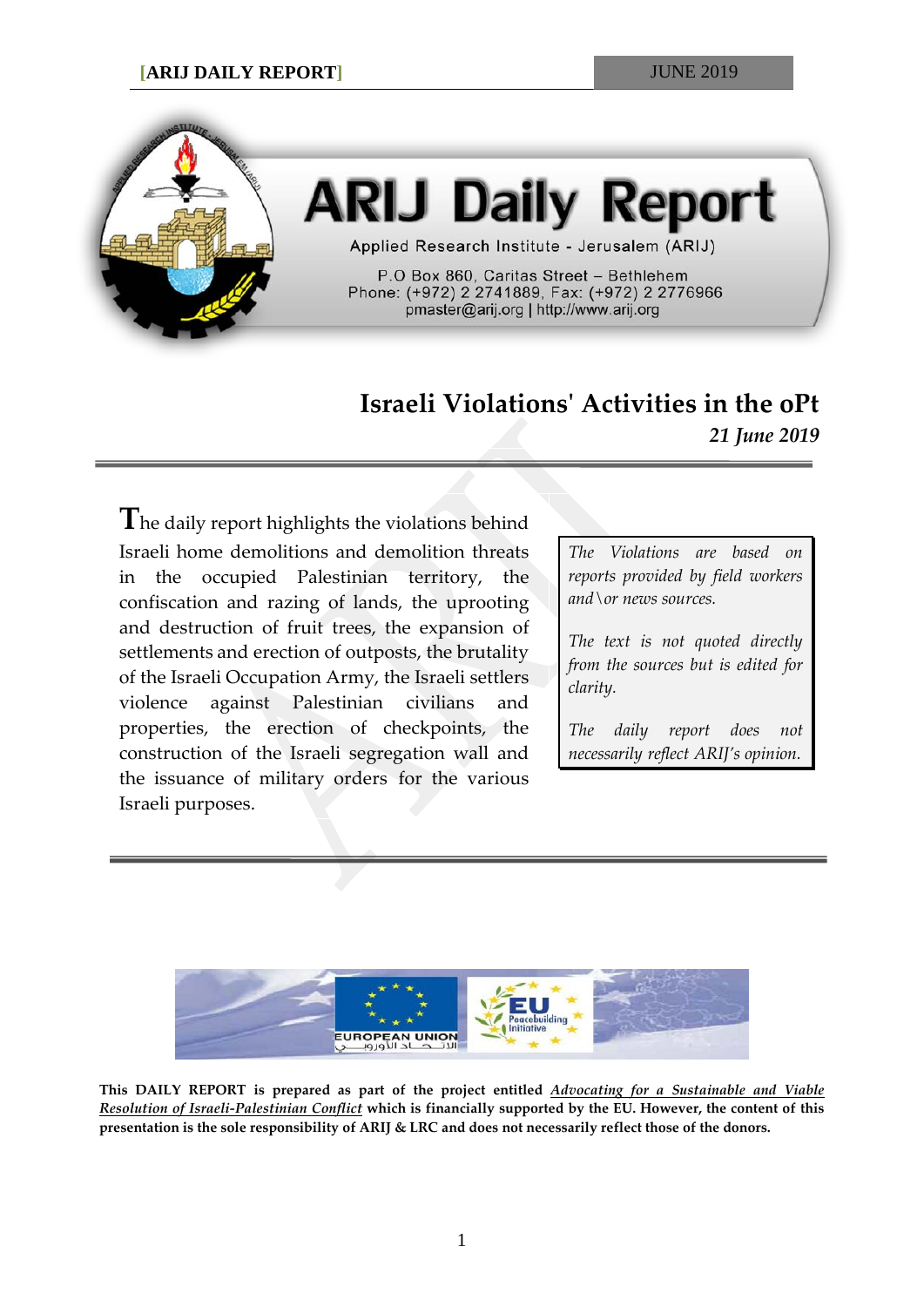# ARIJ Daily Report

Applied Research Institute - Jerusalem (ARIJ)

P.O Box 860, Caritas Street – Bethlehem
Phone: (+972) 2 2741889, Fax: (+972) 2 2776966
pmaster@arij.org | http://www.arij.org

## Israeli Violations' Activities in the oPt

*21 June 2019*

The daily report highlights the violations behind Israeli home demolitions and demolition threats in the occupied Palestinian territory, the confiscation and razing of lands, the uprooting and destruction of fruit trees, the expansion of settlements and erection of outposts, the brutality of the Israeli Occupation Army, the Israeli settlers violence against Palestinian civilians and properties, the erection of checkpoints, the construction of the Israeli segregation wall and the issuance of military orders for the various Israeli purposes.

*The Violations are based on reports provided by field workers and\or news sources.*

*The text is not quoted directly from the sources but is edited for clarity.*

*The daily report does not necessarily reflect ARIJ's opinion.*

EUROPEAN UNION

EU Peacebuilding Initiative

**This DAILY REPORT is prepared as part of the project entitled *Advocating for a Sustainable and Viable Resolution of Israeli-Palestinian Conflict* which is financially supported by the EU. However, the content of this presentation is the sole responsibility of ARIJ & LRC and does not necessarily reflect those of the donors.**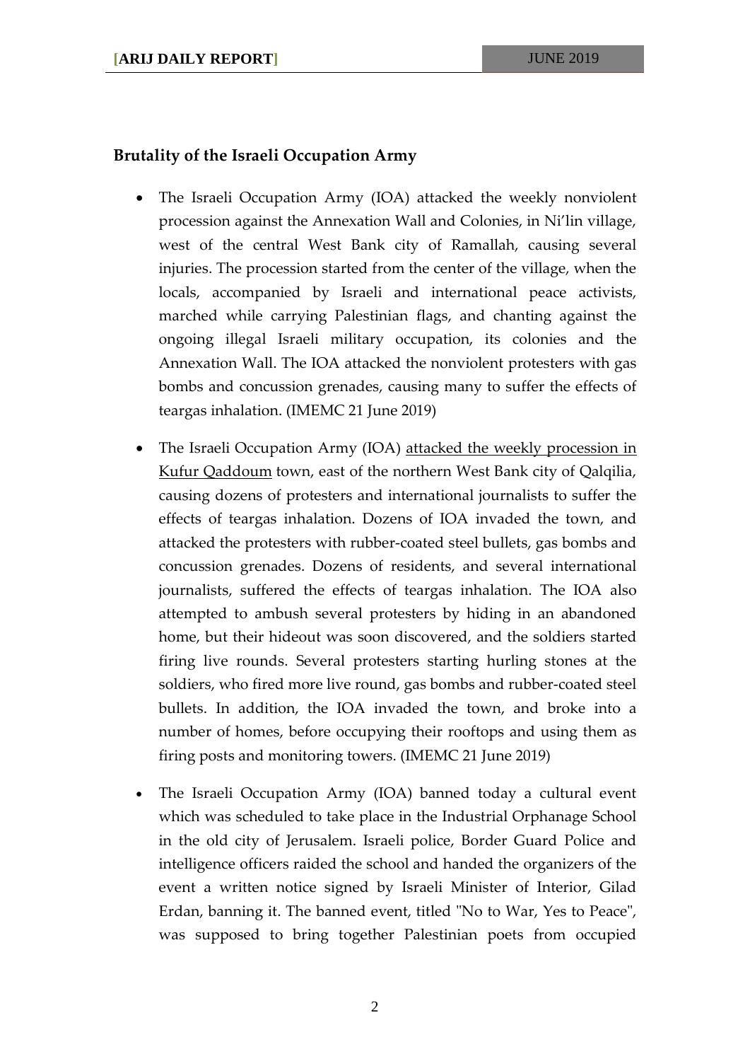## Brutality of the Israeli Occupation Army

- The Israeli Occupation Army (IOA) attacked the weekly nonviolent procession against the Annexation Wall and Colonies, in Ni'lin village, west of the central West Bank city of Ramallah, causing several injuries. The procession started from the center of the village, when the locals, accompanied by Israeli and international peace activists, marched while carrying Palestinian flags, and chanting against the ongoing illegal Israeli military occupation, its colonies and the Annexation Wall. The IOA attacked the nonviolent protesters with gas bombs and concussion grenades, causing many to suffer the effects of teargas inhalation. (IMEMC 21 June 2019)

- The Israeli Occupation Army (IOA) attacked the weekly procession in Kufur Qaddoum town, east of the northern West Bank city of Qalqilia, causing dozens of protesters and international journalists to suffer the effects of teargas inhalation. Dozens of IOA invaded the town, and attacked the protesters with rubber-coated steel bullets, gas bombs and concussion grenades. Dozens of residents, and several international journalists, suffered the effects of teargas inhalation. The IOA also attempted to ambush several protesters by hiding in an abandoned home, but their hideout was soon discovered, and the soldiers started firing live rounds. Several protesters starting hurling stones at the soldiers, who fired more live round, gas bombs and rubber-coated steel bullets. In addition, the IOA invaded the town, and broke into a number of homes, before occupying their rooftops and using them as firing posts and monitoring towers. (IMEMC 21 June 2019)

- The Israeli Occupation Army (IOA) banned today a cultural event which was scheduled to take place in the Industrial Orphanage School in the old city of Jerusalem. Israeli police, Border Guard Police and intelligence officers raided the school and handed the organizers of the event a written notice signed by Israeli Minister of Interior, Gilad Erdan, banning it. The banned event, titled "No to War, Yes to Peace", was supposed to bring together Palestinian poets from occupied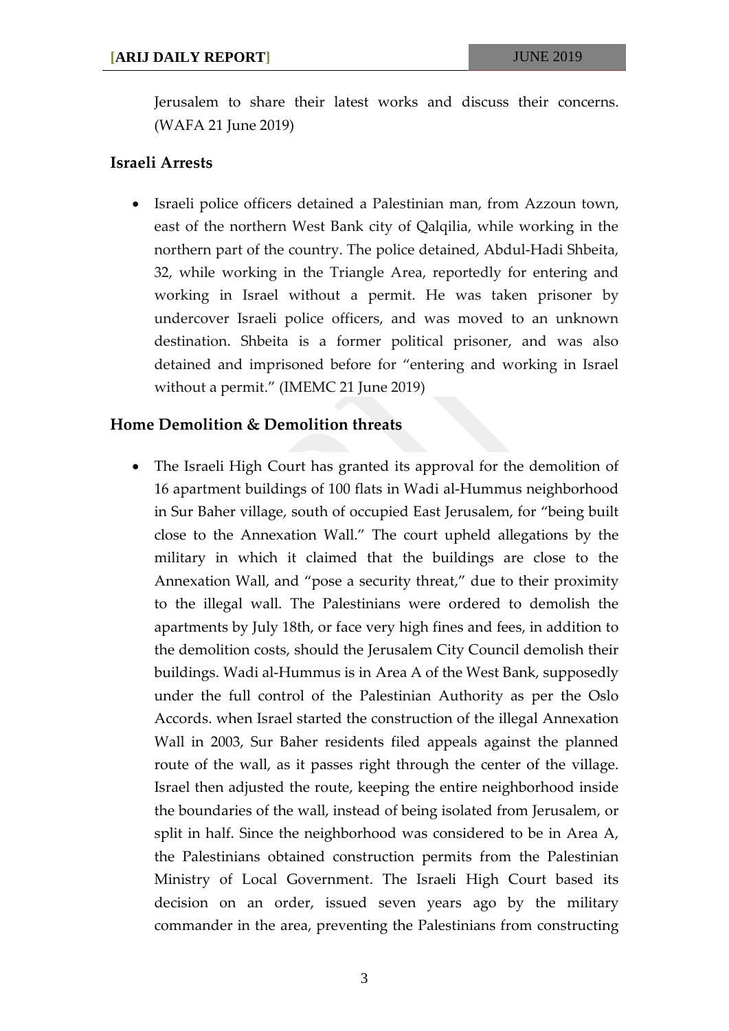Jerusalem to share their latest works and discuss their concerns. (WAFA 21 June 2019)

## Israeli Arrests

- Israeli police officers detained a Palestinian man, from Azzoun town, east of the northern West Bank city of Qalqilia, while working in the northern part of the country. The police detained, Abdul-Hadi Shbeita, 32, while working in the Triangle Area, reportedly for entering and working in Israel without a permit. He was taken prisoner by undercover Israeli police officers, and was moved to an unknown destination. Shbeita is a former political prisoner, and was also detained and imprisoned before for "entering and working in Israel without a permit." (IMEMC 21 June 2019)

## Home Demolition & Demolition threats

- The Israeli High Court has granted its approval for the demolition of 16 apartment buildings of 100 flats in Wadi al-Hummus neighborhood in Sur Baher village, south of occupied East Jerusalem, for "being built close to the Annexation Wall." The court upheld allegations by the military in which it claimed that the buildings are close to the Annexation Wall, and "pose a security threat," due to their proximity to the illegal wall. The Palestinians were ordered to demolish the apartments by July 18th, or face very high fines and fees, in addition to the demolition costs, should the Jerusalem City Council demolish their buildings. Wadi al-Hummus is in Area A of the West Bank, supposedly under the full control of the Palestinian Authority as per the Oslo Accords. when Israel started the construction of the illegal Annexation Wall in 2003, Sur Baher residents filed appeals against the planned route of the wall, as it passes right through the center of the village. Israel then adjusted the route, keeping the entire neighborhood inside the boundaries of the wall, instead of being isolated from Jerusalem, or split in half. Since the neighborhood was considered to be in Area A, the Palestinians obtained construction permits from the Palestinian Ministry of Local Government. The Israeli High Court based its decision on an order, issued seven years ago by the military commander in the area, preventing the Palestinians from constructing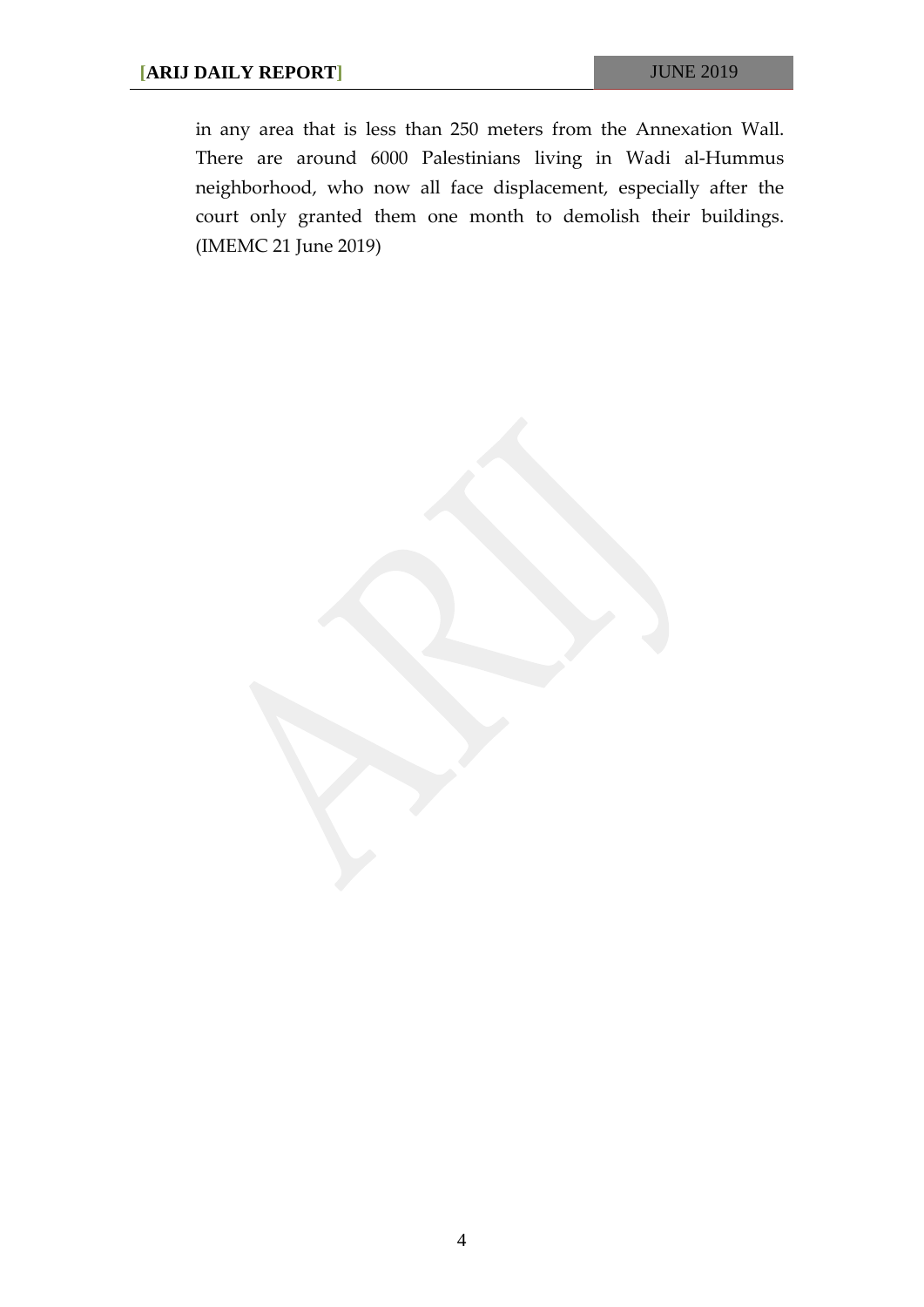in any area that is less than 250 meters from the Annexation Wall. There are around 6000 Palestinians living in Wadi al-Hummus neighborhood, who now all face displacement, especially after the court only granted them one month to demolish their buildings. (IMEMC 21 June 2019)